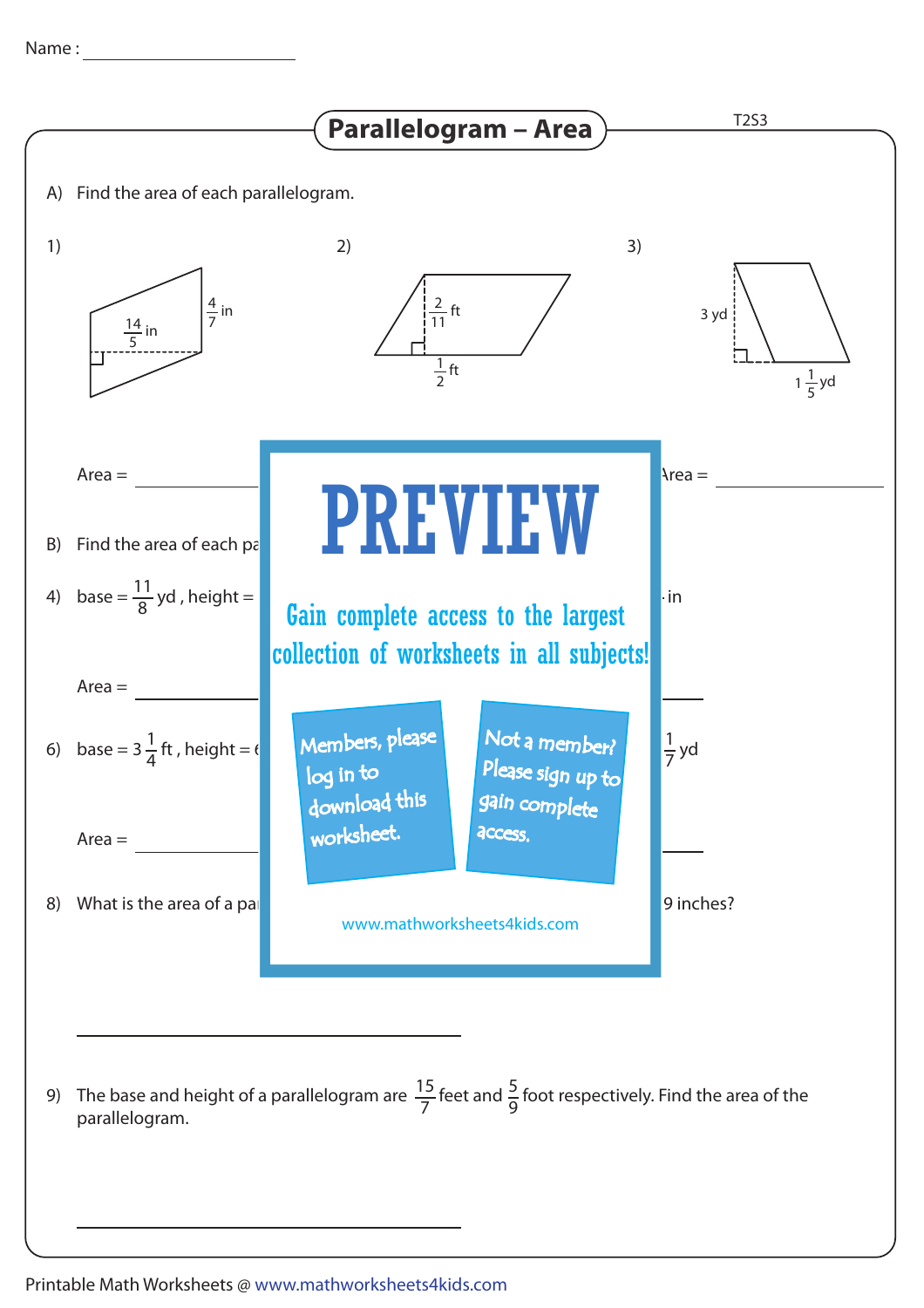Name : ____________________

# Parallelogram – Area

T2S3

A) Find the area of each parallelogram.

1)

$\frac{14}{5}$ in

$\frac{4}{7}$ in

2)

$\frac{2}{11}$ ft

$\frac{1}{2}$ ft

3)

3 yd

$1\frac{1}{5}$ yd

Area = ____________

Area = ____________

B) Find the area of each pa

4) base = $\frac{11}{8}$ yd , height =

in

Area = ____________

6) base = $3\frac{1}{4}$ ft , height = (

$\frac{1}{7}$ yd

Area = ____________

8) What is the area of a pa

9 inches?

________________________________________

9) The base and height of a parallelogram are $\frac{15}{7}$ feet and $\frac{5}{9}$ foot respectively. Find the area of the parallelogram.

________________________________________

**PREVIEW**

Gain complete access to the largest collection of worksheets in all subjects!

Members, please log in to download this worksheet.

Not a member? Please sign up to gain complete access.

www.mathworksheets4kids.com

Printable Math Worksheets @ www.mathworksheets4kids.com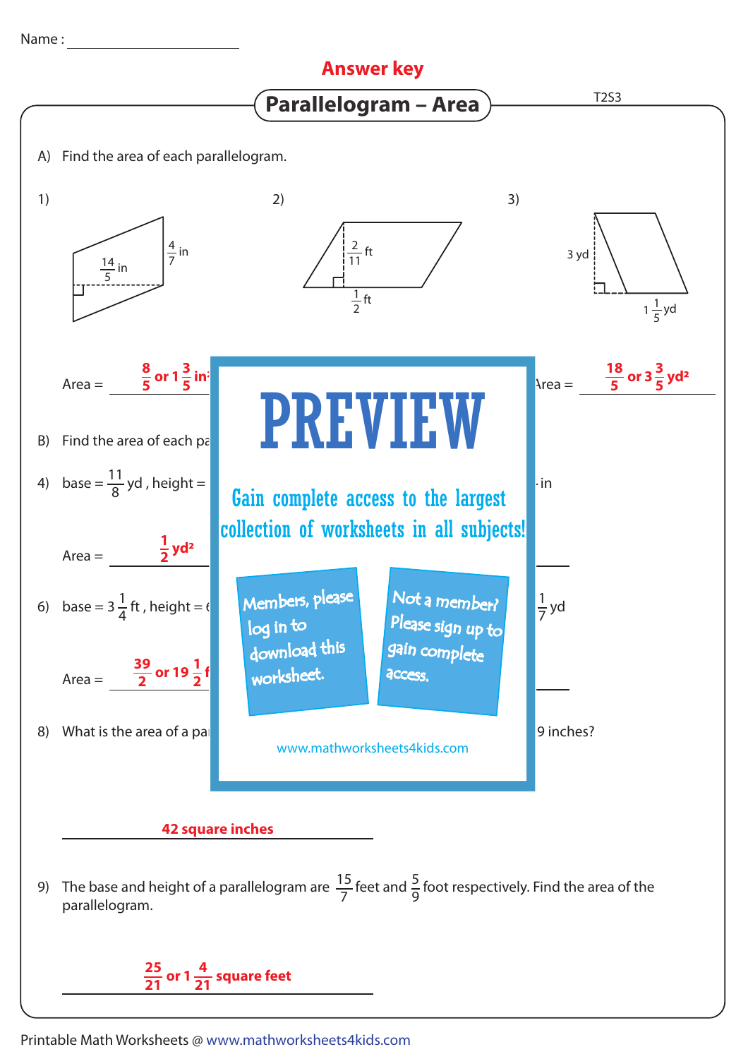Name :

**Answer key**

# Parallelogram – Area

T2S3

A) Find the area of each parallelogram.

1)

$\frac{4}{7}$ in

$\frac{14}{5}$ in

2)

$\frac{2}{11}$ ft

$\frac{1}{2}$ ft

3)

3 yd

$1\frac{1}{5}$ yd

Area = $\frac{8}{5}$ or $1\frac{3}{5}$ in²

Area = $\frac{18}{5}$ or $3\frac{3}{5}$ yd²

B) Find the area of each pa

4) base = $\frac{11}{8}$ yd , height =

in

Area = $\frac{1}{2}$ yd²

6) base = $3\frac{1}{4}$ ft , height = 6

$\frac{1}{7}$ yd

Area = $\frac{39}{2}$ or $19\frac{1}{2}$ f

8) What is the area of a pa

9 inches?

**42 square inches**

**PREVIEW**

Gain complete access to the largest collection of worksheets in all subjects!

Members, please log in to download this worksheet.

Not a member? Please sign up to gain complete access.

www.mathworksheets4kids.com

9) The base and height of a parallelogram are $\frac{15}{7}$ feet and $\frac{5}{9}$ foot respectively. Find the area of the parallelogram.

$\frac{25}{21}$ or $1\frac{4}{21}$ square feet